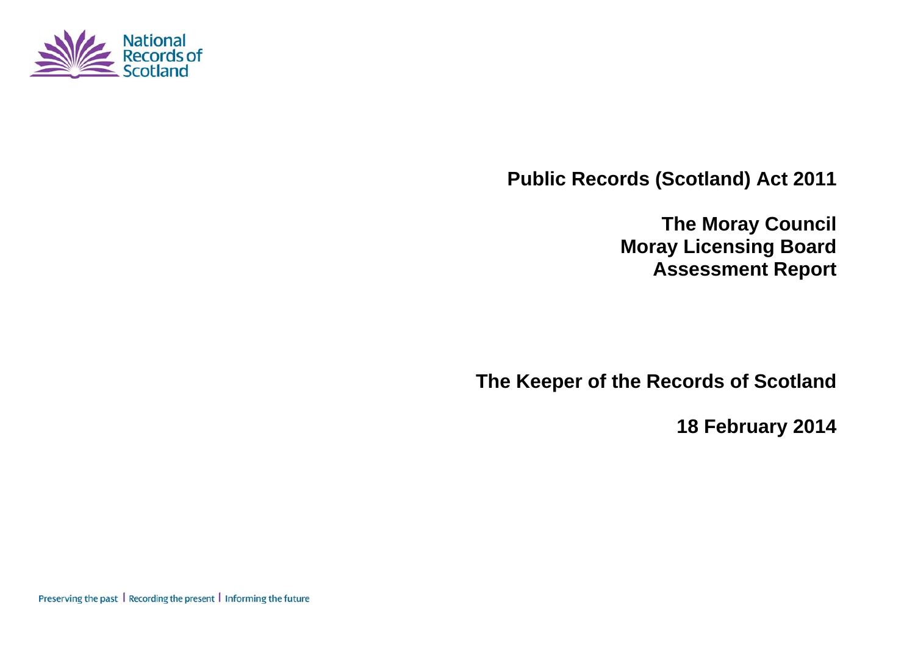National Records of Scotland

# Public Records (Scotland) Act 2011

## The Moray Council
## Moray Licensing Board
## Assessment Report

**The Keeper of the Records of Scotland**

**18 February 2014**

Preserving the past | Recording the present | Informing the future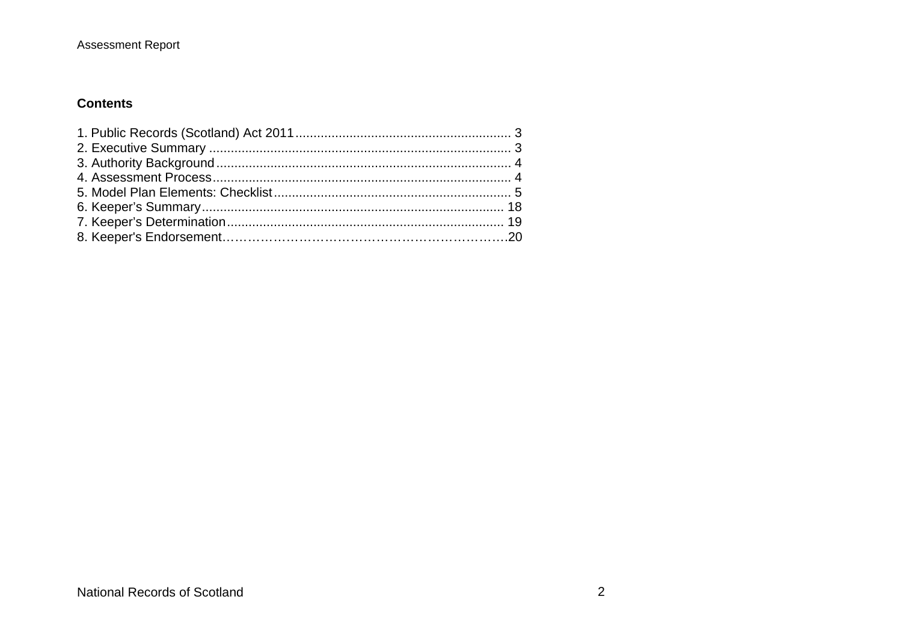## Contents

1. Public Records (Scotland) Act 2011 ........................................................... 3
2. Executive Summary ................................................................................... 3
3. Authority Background ................................................................................ 4
4. Assessment Process ................................................................................. 4
5. Model Plan Elements: Checklist ................................................................. 5
6. Keeper's Summary .................................................................................. 18
7. Keeper's Determination ........................................................................... 19
8. Keeper's Endorsement……………………………………………………….20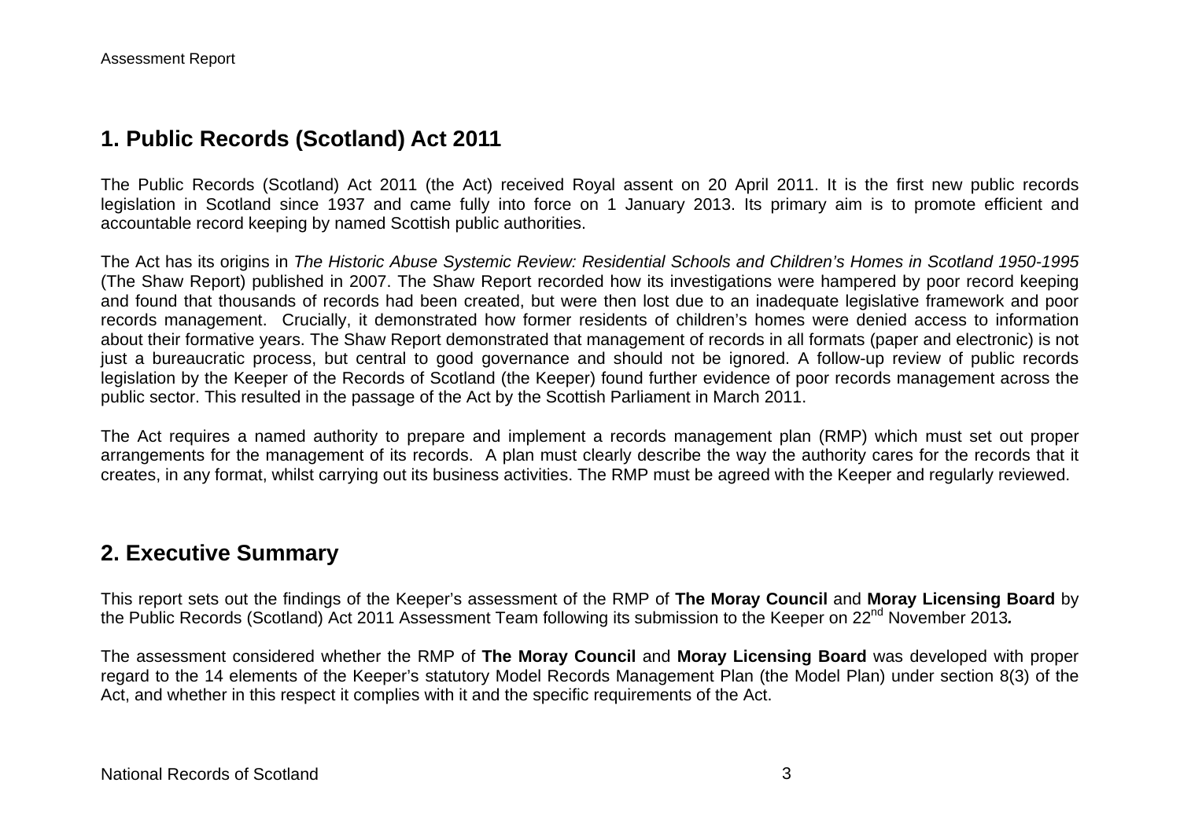## 1. Public Records (Scotland) Act 2011

The Public Records (Scotland) Act 2011 (the Act) received Royal assent on 20 April 2011. It is the first new public records legislation in Scotland since 1937 and came fully into force on 1 January 2013. Its primary aim is to promote efficient and accountable record keeping by named Scottish public authorities.

The Act has its origins in *The Historic Abuse Systemic Review: Residential Schools and Children's Homes in Scotland 1950-1995* (The Shaw Report) published in 2007. The Shaw Report recorded how its investigations were hampered by poor record keeping and found that thousands of records had been created, but were then lost due to an inadequate legislative framework and poor records management. Crucially, it demonstrated how former residents of children's homes were denied access to information about their formative years. The Shaw Report demonstrated that management of records in all formats (paper and electronic) is not just a bureaucratic process, but central to good governance and should not be ignored. A follow-up review of public records legislation by the Keeper of the Records of Scotland (the Keeper) found further evidence of poor records management across the public sector. This resulted in the passage of the Act by the Scottish Parliament in March 2011.

The Act requires a named authority to prepare and implement a records management plan (RMP) which must set out proper arrangements for the management of its records. A plan must clearly describe the way the authority cares for the records that it creates, in any format, whilst carrying out its business activities. The RMP must be agreed with the Keeper and regularly reviewed.

## 2. Executive Summary

This report sets out the findings of the Keeper's assessment of the RMP of **The Moray Council** and **Moray Licensing Board** by the Public Records (Scotland) Act 2011 Assessment Team following its submission to the Keeper on 22nd November 2013.

The assessment considered whether the RMP of **The Moray Council** and **Moray Licensing Board** was developed with proper regard to the 14 elements of the Keeper's statutory Model Records Management Plan (the Model Plan) under section 8(3) of the Act, and whether in this respect it complies with it and the specific requirements of the Act.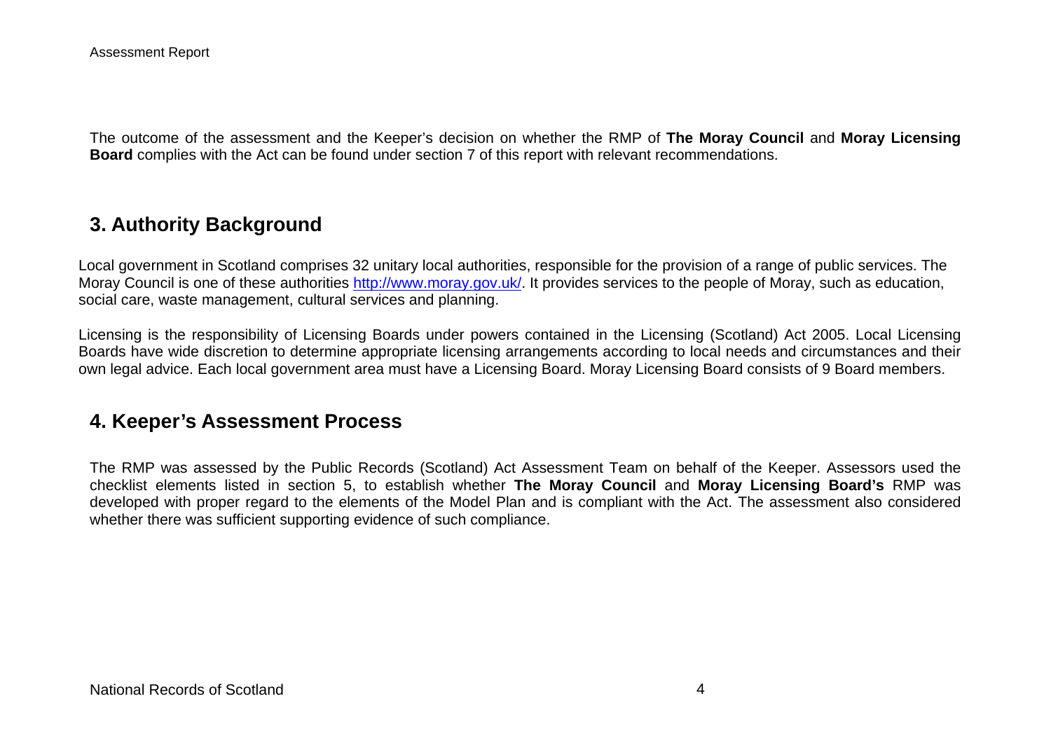The outcome of the assessment and the Keeper's decision on whether the RMP of **The Moray Council** and **Moray Licensing Board** complies with the Act can be found under section 7 of this report with relevant recommendations.

## 3. Authority Background

Local government in Scotland comprises 32 unitary local authorities, responsible for the provision of a range of public services. The Moray Council is one of these authorities http://www.moray.gov.uk/. It provides services to the people of Moray, such as education, social care, waste management, cultural services and planning.

Licensing is the responsibility of Licensing Boards under powers contained in the Licensing (Scotland) Act 2005. Local Licensing Boards have wide discretion to determine appropriate licensing arrangements according to local needs and circumstances and their own legal advice. Each local government area must have a Licensing Board. Moray Licensing Board consists of 9 Board members.

## 4. Keeper's Assessment Process

The RMP was assessed by the Public Records (Scotland) Act Assessment Team on behalf of the Keeper. Assessors used the checklist elements listed in section 5, to establish whether **The Moray Council** and **Moray Licensing Board's** RMP was developed with proper regard to the elements of the Model Plan and is compliant with the Act. The assessment also considered whether there was sufficient supporting evidence of such compliance.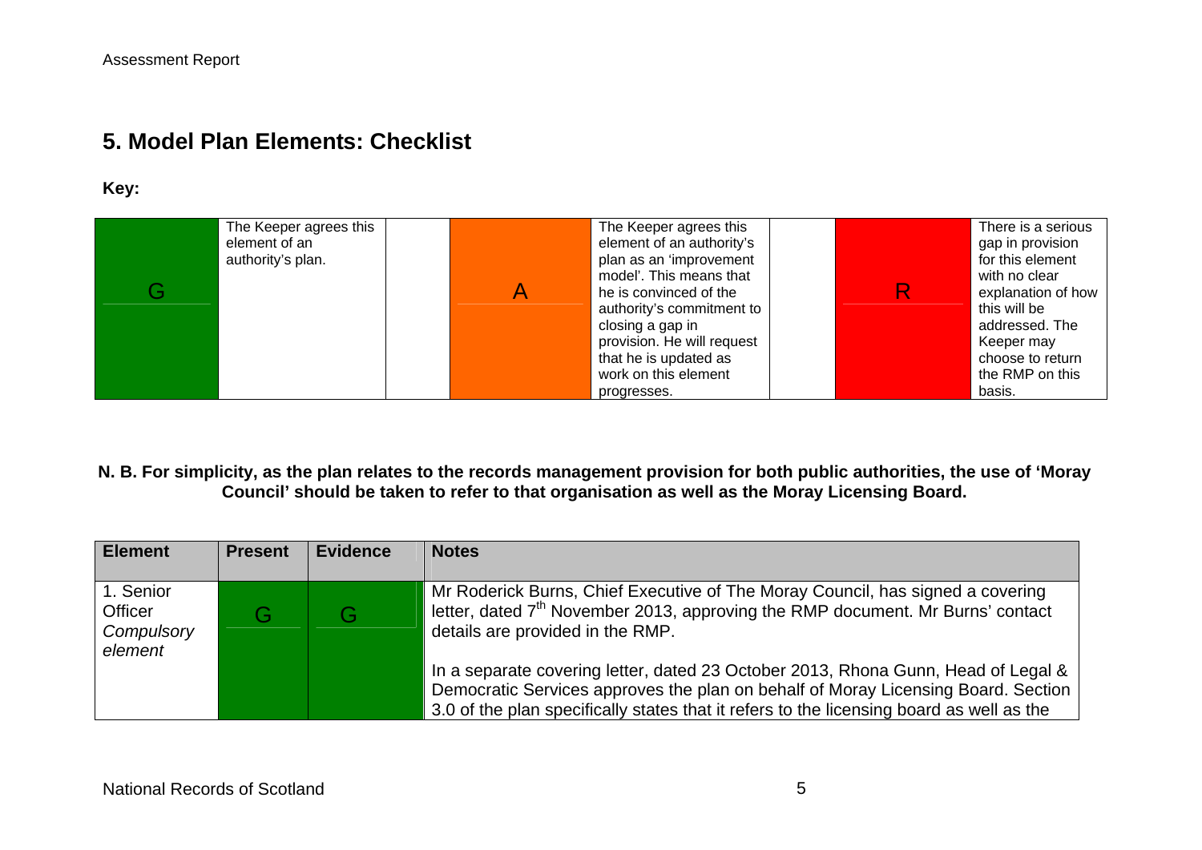## 5. Model Plan Elements: Checklist

**Key:**

| | | | | | | | |
|---|---|---|---|---|---|---|---|
| G | The Keeper agrees this element of an authority's plan. | | A | The Keeper agrees this element of an authority's plan as an 'improvement model'. This means that he is convinced of the authority's commitment to closing a gap in provision. He will request that he is updated as work on this element progresses. | | R | There is a serious gap in provision for this element with no clear explanation of how this will be addressed. The Keeper may choose to return the RMP on this basis. |

**N. B. For simplicity, as the plan relates to the records management provision for both public authorities, the use of 'Moray Council' should be taken to refer to that organisation as well as the Moray Licensing Board.**

| Element | Present | Evidence | Notes |
|---|---|---|---|
| 1. Senior Officer *Compulsory element* | G | G | Mr Roderick Burns, Chief Executive of The Moray Council, has signed a covering letter, dated 7th November 2013, approving the RMP document. Mr Burns' contact details are provided in the RMP.<br><br>In a separate covering letter, dated 23 October 2013, Rhona Gunn, Head of Legal & Democratic Services approves the plan on behalf of Moray Licensing Board. Section 3.0 of the plan specifically states that it refers to the licensing board as well as the |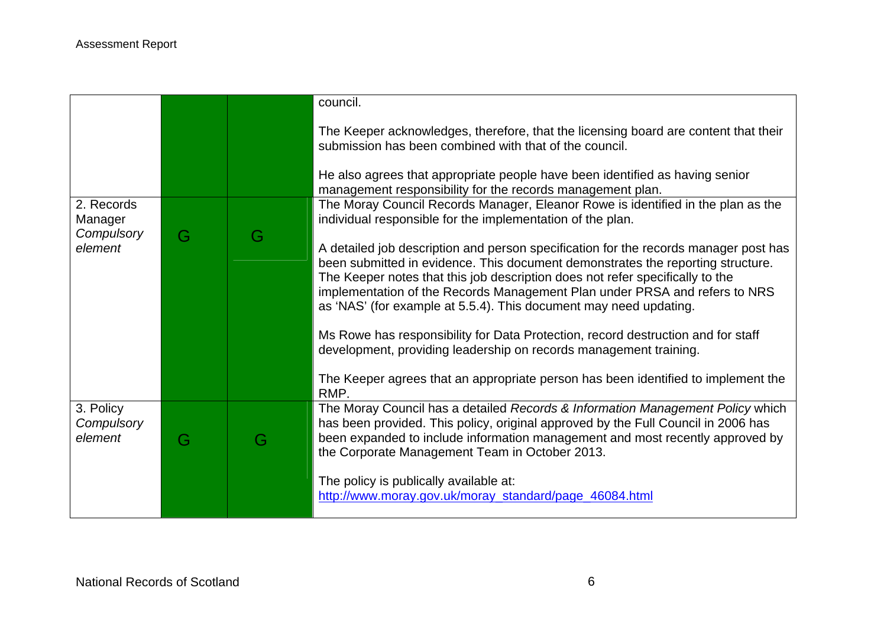| | | | |
|---|---|---|---|
| | | | council.<br><br>The Keeper acknowledges, therefore, that the licensing board are content that their submission has been combined with that of the council.<br><br>He also agrees that appropriate people have been identified as having senior management responsibility for the records management plan. |
| 2. Records Manager *Compulsory element* | G | G | The Moray Council Records Manager, Eleanor Rowe is identified in the plan as the individual responsible for the implementation of the plan.<br><br>A detailed job description and person specification for the records manager post has been submitted in evidence. This document demonstrates the reporting structure. The Keeper notes that this job description does not refer specifically to the implementation of the Records Management Plan under PRSA and refers to NRS as 'NAS' (for example at 5.5.4). This document may need updating.<br><br>Ms Rowe has responsibility for Data Protection, record destruction and for staff development, providing leadership on records management training.<br><br>The Keeper agrees that an appropriate person has been identified to implement the RMP. |
| 3. Policy *Compulsory element* | G | G | The Moray Council has a detailed *Records & Information Management Policy* which has been provided. This policy, original approved by the Full Council in 2006 has been expanded to include information management and most recently approved by the Corporate Management Team in October 2013.<br><br>The policy is publically available at: [http://www.moray.gov.uk/moray_standard/page_46084.html](http://www.moray.gov.uk/moray_standard/page_46084.html) |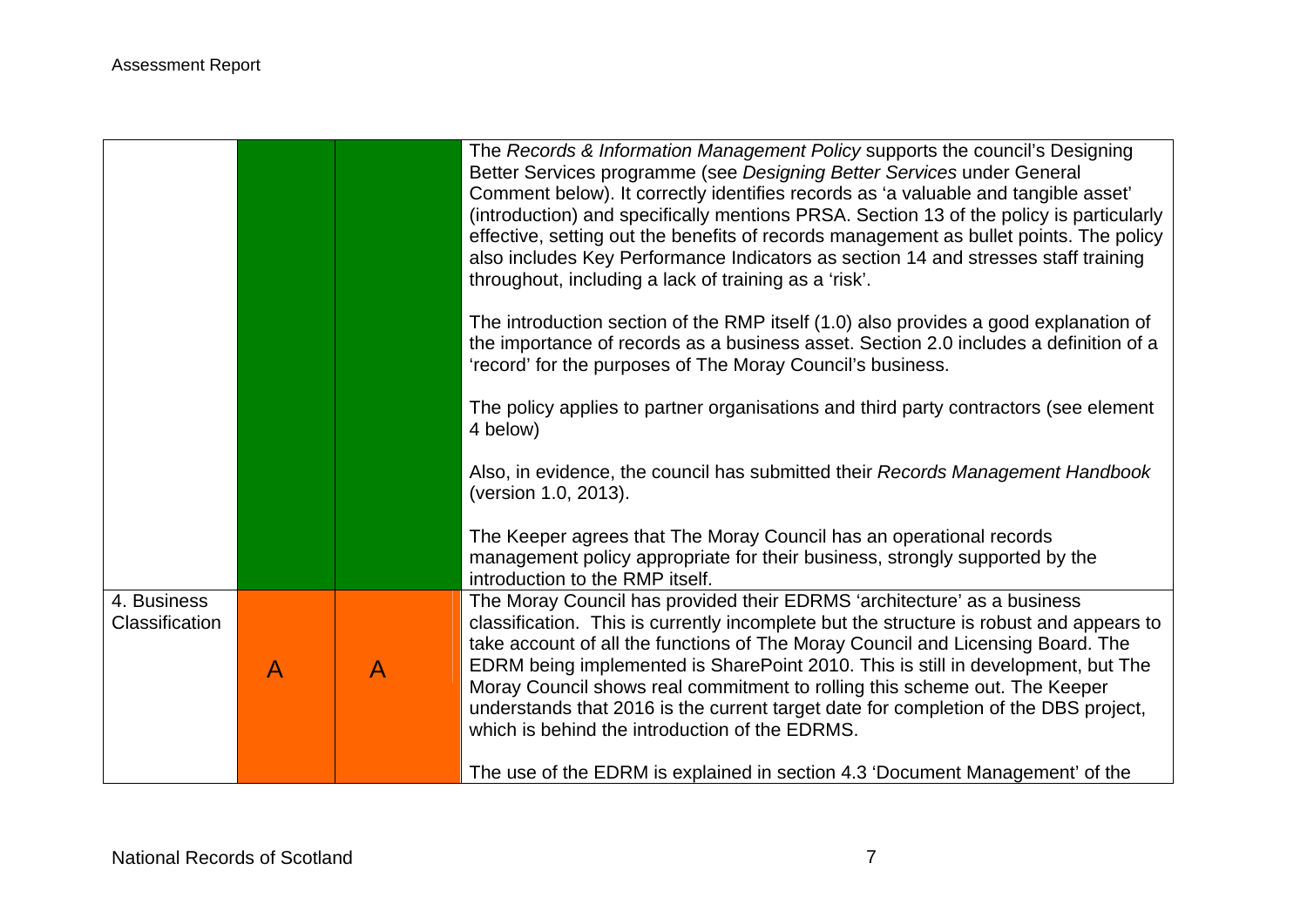| | | | |
|---|---|---|---|
| | | | The *Records & Information Management Policy* supports the council's Designing Better Services programme (see *Designing Better Services* under General Comment below). It correctly identifies records as 'a valuable and tangible asset' (introduction) and specifically mentions PRSA. Section 13 of the policy is particularly effective, setting out the benefits of records management as bullet points. The policy also includes Key Performance Indicators as section 14 and stresses staff training throughout, including a lack of training as a 'risk'.<br><br>The introduction section of the RMP itself (1.0) also provides a good explanation of the importance of records as a business asset. Section 2.0 includes a definition of a 'record' for the purposes of The Moray Council's business.<br><br>The policy applies to partner organisations and third party contractors (see element 4 below)<br><br>Also, in evidence, the council has submitted their *Records Management Handbook* (version 1.0, 2013).<br><br>The Keeper agrees that The Moray Council has an operational records management policy appropriate for their business, strongly supported by the introduction to the RMP itself. |
| 4. Business Classification | A | A | The Moray Council has provided their EDRMS 'architecture' as a business classification. This is currently incomplete but the structure is robust and appears to take account of all the functions of The Moray Council and Licensing Board. The EDRM being implemented is SharePoint 2010. This is still in development, but The Moray Council shows real commitment to rolling this scheme out. The Keeper understands that 2016 is the current target date for completion of the DBS project, which is behind the introduction of the EDRMS.<br><br>The use of the EDRM is explained in section 4.3 'Document Management' of the |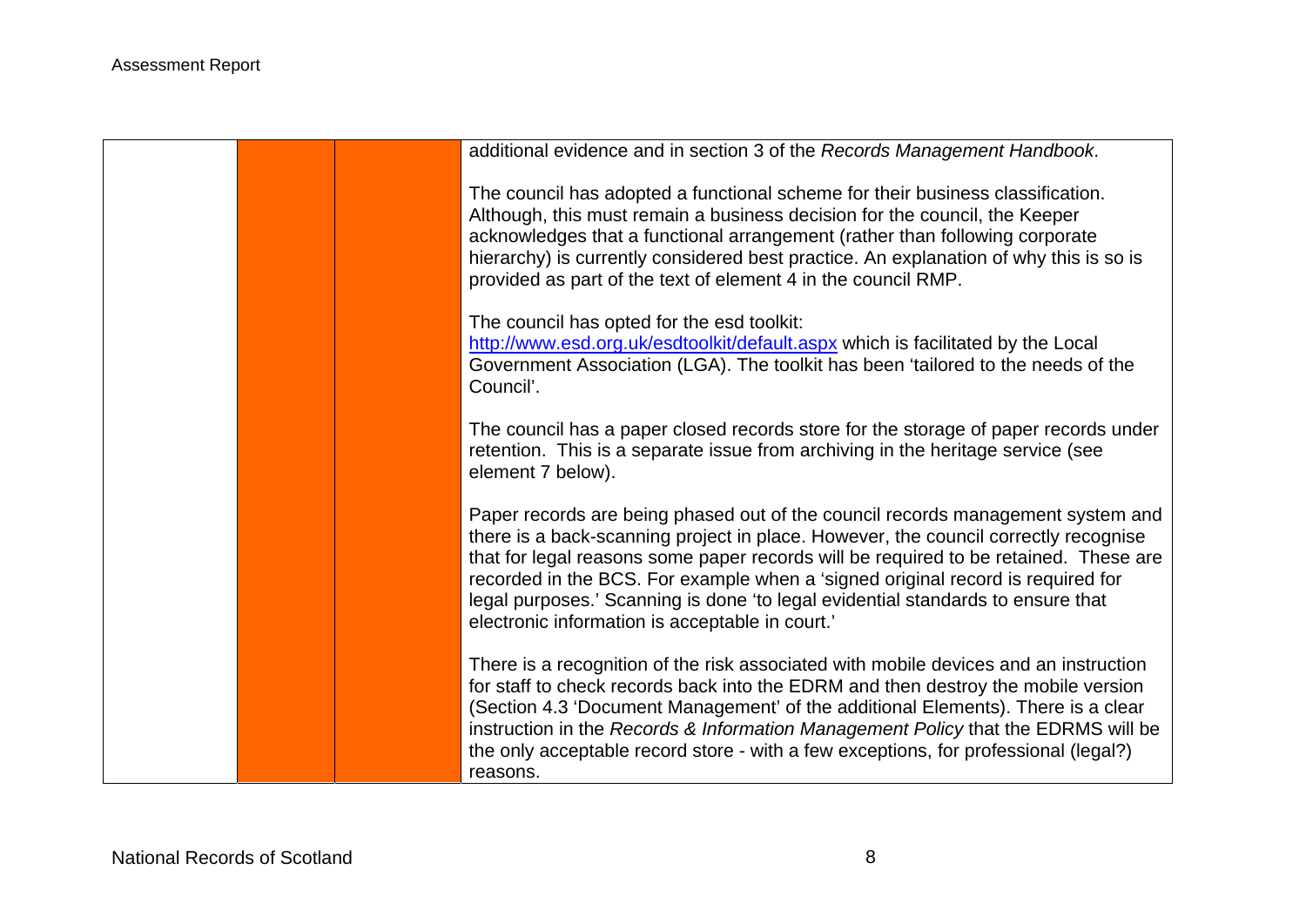| | | | |
|---|---|---|---|
| | | | additional evidence and in section 3 of the *Records Management Handbook*.<br><br>The council has adopted a functional scheme for their business classification. Although, this must remain a business decision for the council, the Keeper acknowledges that a functional arrangement (rather than following corporate hierarchy) is currently considered best practice. An explanation of why this is so is provided as part of the text of element 4 in the council RMP.<br><br>The council has opted for the esd toolkit: http://www.esd.org.uk/esdtoolkit/default.aspx which is facilitated by the Local Government Association (LGA). The toolkit has been 'tailored to the needs of the Council'.<br><br>The council has a paper closed records store for the storage of paper records under retention. This is a separate issue from archiving in the heritage service (see element 7 below).<br><br>Paper records are being phased out of the council records management system and there is a back-scanning project in place. However, the council correctly recognise that for legal reasons some paper records will be required to be retained. These are recorded in the BCS. For example when a 'signed original record is required for legal purposes.' Scanning is done 'to legal evidential standards to ensure that electronic information is acceptable in court.'<br><br>There is a recognition of the risk associated with mobile devices and an instruction for staff to check records back into the EDRM and then destroy the mobile version (Section 4.3 'Document Management' of the additional Elements). There is a clear instruction in the *Records & Information Management Policy* that the EDRMS will be the only acceptable record store - with a few exceptions, for professional (legal?) reasons. |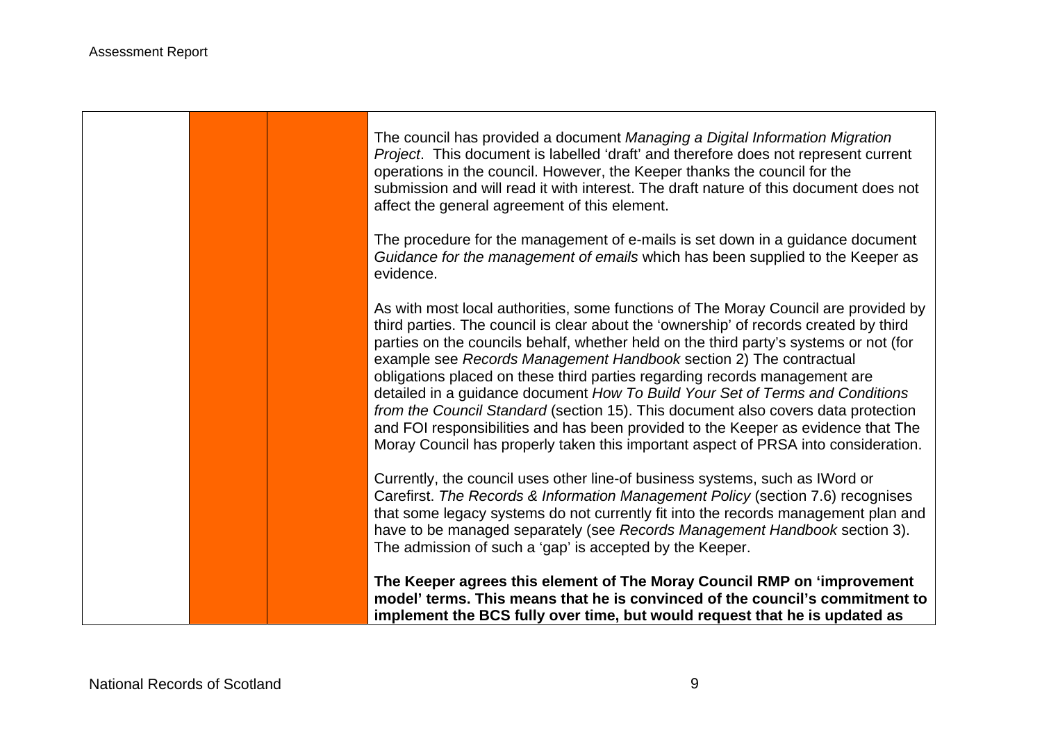| | | | |
|---|---|---|---|
| | | | The council has provided a document *Managing a Digital Information Migration Project*. This document is labelled 'draft' and therefore does not represent current operations in the council. However, the Keeper thanks the council for the submission and will read it with interest. The draft nature of this document does not affect the general agreement of this element.<br><br>The procedure for the management of e-mails is set down in a guidance document *Guidance for the management of emails* which has been supplied to the Keeper as evidence.<br><br>As with most local authorities, some functions of The Moray Council are provided by third parties. The council is clear about the 'ownership' of records created by third parties on the councils behalf, whether held on the third party's systems or not (for example see *Records Management Handbook* section 2) The contractual obligations placed on these third parties regarding records management are detailed in a guidance document *How To Build Your Set of Terms and Conditions from the Council Standard* (section 15). This document also covers data protection and FOI responsibilities and has been provided to the Keeper as evidence that The Moray Council has properly taken this important aspect of PRSA into consideration.<br><br>Currently, the council uses other line-of business systems, such as IWord or Carefirst. *The Records & Information Management Policy* (section 7.6) recognises that some legacy systems do not currently fit into the records management plan and have to be managed separately (see *Records Management Handbook* section 3). The admission of such a 'gap' is accepted by the Keeper.<br><br>**The Keeper agrees this element of The Moray Council RMP on 'improvement model' terms. This means that he is convinced of the council's commitment to implement the BCS fully over time, but would request that he is updated as** |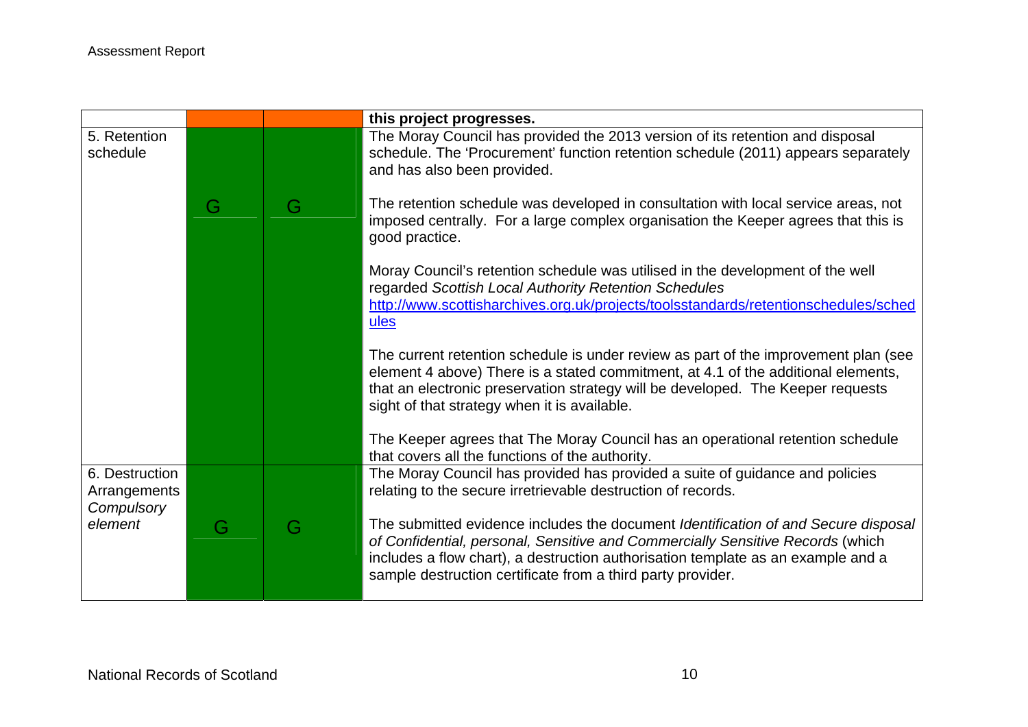| | | | |
|---|---|---|---|
| | | | **this project progresses.** |
| 5. Retention schedule | G | G | The Moray Council has provided the 2013 version of its retention and disposal schedule. The 'Procurement' function retention schedule (2011) appears separately and has also been provided.<br><br>The retention schedule was developed in consultation with local service areas, not imposed centrally. For a large complex organisation the Keeper agrees that this is good practice.<br><br>Moray Council's retention schedule was utilised in the development of the well regarded *Scottish Local Authority Retention Schedules* [http://www.scottisharchives.org.uk/projects/toolsstandards/retentionschedules/schedules](http://www.scottisharchives.org.uk/projects/toolsstandards/retentionschedules/schedules)<br><br>The current retention schedule is under review as part of the improvement plan (see element 4 above) There is a stated commitment, at 4.1 of the additional elements, that an electronic preservation strategy will be developed. The Keeper requests sight of that strategy when it is available.<br><br>The Keeper agrees that The Moray Council has an operational retention schedule that covers all the functions of the authority. |
| 6. Destruction Arrangements *Compulsory element* | G | G | The Moray Council has provided has provided a suite of guidance and policies relating to the secure irretrievable destruction of records.<br><br>The submitted evidence includes the document *Identification of and Secure disposal of Confidential, personal, Sensitive and Commercially Sensitive Records* (which includes a flow chart), a destruction authorisation template as an example and a sample destruction certificate from a third party provider. |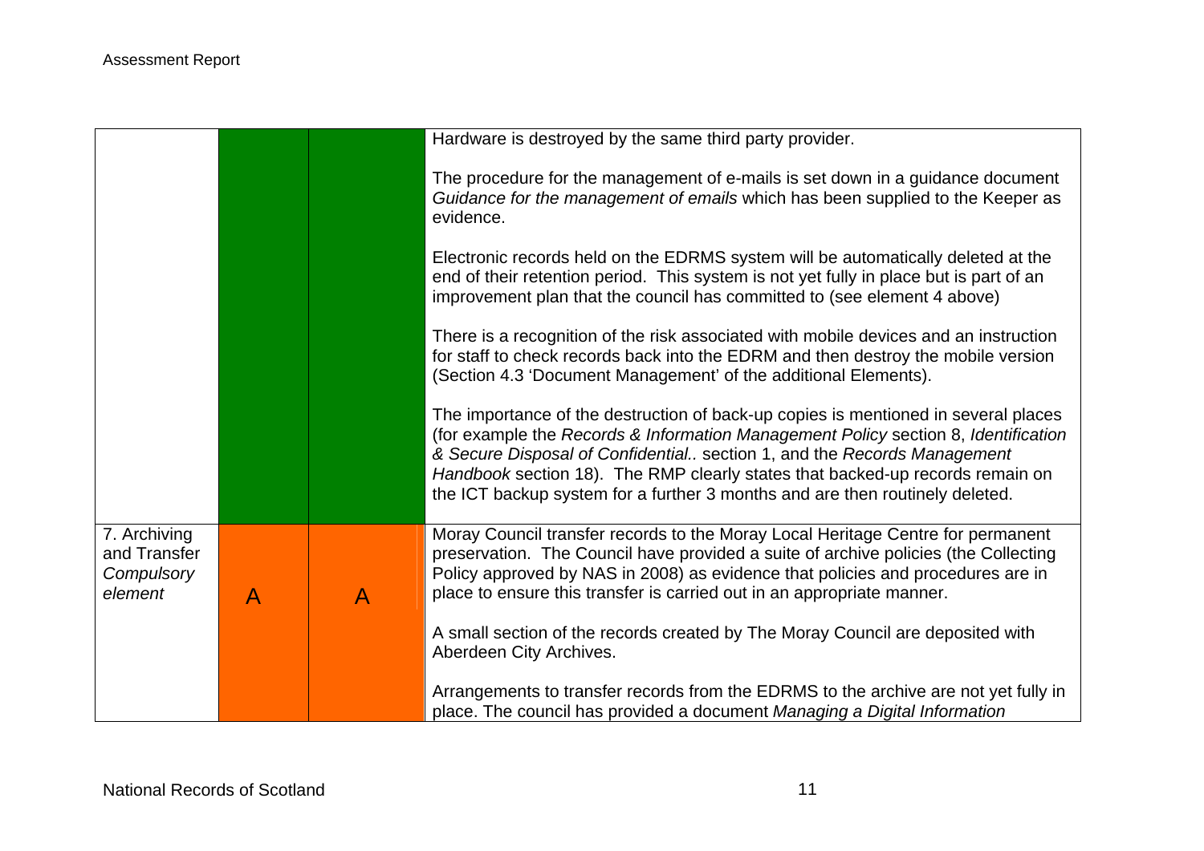| | | | |
|---|---|---|---|
| | | | Hardware is destroyed by the same third party provider.<br><br>The procedure for the management of e-mails is set down in a guidance document *Guidance for the management of emails* which has been supplied to the Keeper as evidence.<br><br>Electronic records held on the EDRMS system will be automatically deleted at the end of their retention period. This system is not yet fully in place but is part of an improvement plan that the council has committed to (see element 4 above)<br><br>There is a recognition of the risk associated with mobile devices and an instruction for staff to check records back into the EDRM and then destroy the mobile version (Section 4.3 'Document Management' of the additional Elements).<br><br>The importance of the destruction of back-up copies is mentioned in several places (for example the *Records & Information Management Policy* section 8, *Identification & Secure Disposal of Confidential..* section 1, and the *Records Management Handbook* section 18). The RMP clearly states that backed-up records remain on the ICT backup system for a further 3 months and are then routinely deleted. |
| 7. Archiving and Transfer *Compulsory element* | A | A | Moray Council transfer records to the Moray Local Heritage Centre for permanent preservation. The Council have provided a suite of archive policies (the Collecting Policy approved by NAS in 2008) as evidence that policies and procedures are in place to ensure this transfer is carried out in an appropriate manner.<br><br>A small section of the records created by The Moray Council are deposited with Aberdeen City Archives.<br><br>Arrangements to transfer records from the EDRMS to the archive are not yet fully in place. The council has provided a document *Managing a Digital Information* |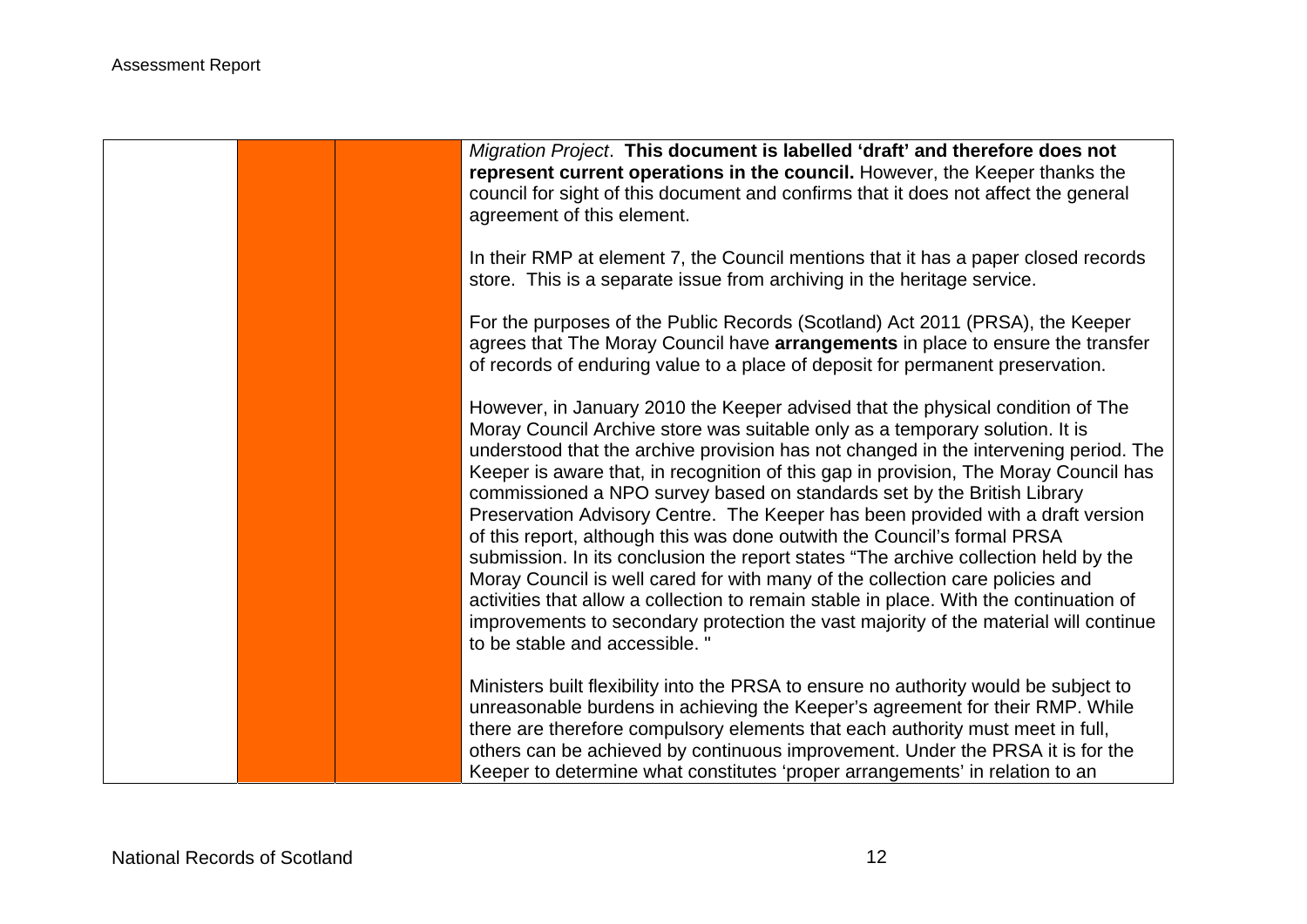| | | | |
|---|---|---|---|
| | | | *Migration Project*. **This document is labelled 'draft' and therefore does not represent current operations in the council.** However, the Keeper thanks the council for sight of this document and confirms that it does not affect the general agreement of this element.<br><br>In their RMP at element 7, the Council mentions that it has a paper closed records store. This is a separate issue from archiving in the heritage service.<br><br>For the purposes of the Public Records (Scotland) Act 2011 (PRSA), the Keeper agrees that The Moray Council have **arrangements** in place to ensure the transfer of records of enduring value to a place of deposit for permanent preservation.<br><br>However, in January 2010 the Keeper advised that the physical condition of The Moray Council Archive store was suitable only as a temporary solution. It is understood that the archive provision has not changed in the intervening period. The Keeper is aware that, in recognition of this gap in provision, The Moray Council has commissioned a NPO survey based on standards set by the British Library Preservation Advisory Centre. The Keeper has been provided with a draft version of this report, although this was done outwith the Council's formal PRSA submission. In its conclusion the report states "The archive collection held by the Moray Council is well cared for with many of the collection care policies and activities that allow a collection to remain stable in place. With the continuation of improvements to secondary protection the vast majority of the material will continue to be stable and accessible. "<br><br>Ministers built flexibility into the PRSA to ensure no authority would be subject to unreasonable burdens in achieving the Keeper's agreement for their RMP. While there are therefore compulsory elements that each authority must meet in full, others can be achieved by continuous improvement. Under the PRSA it is for the Keeper to determine what constitutes 'proper arrangements' in relation to an |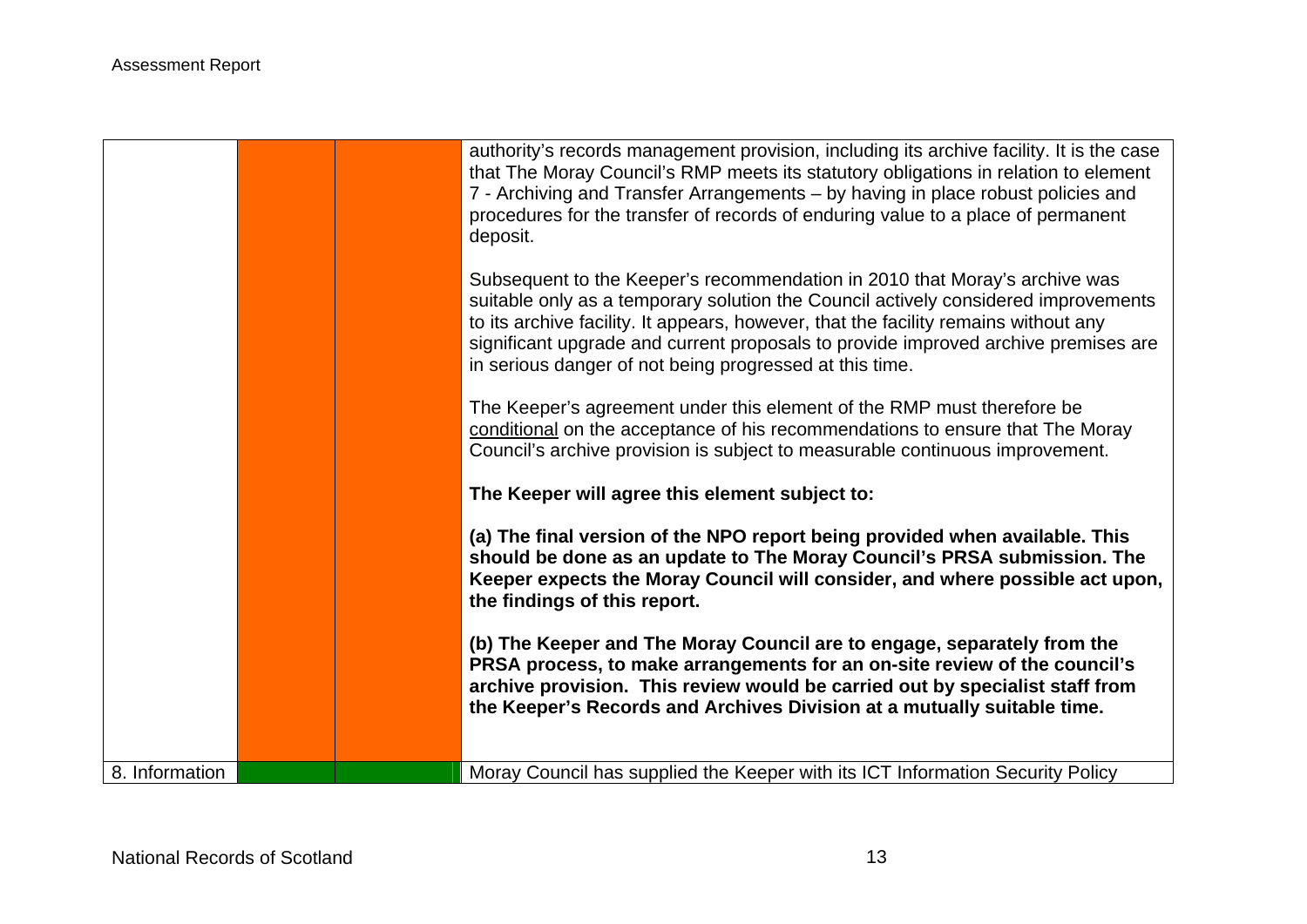| | | | |
|---|---|---|---|
| | | | authority's records management provision, including its archive facility. It is the case that The Moray Council's RMP meets its statutory obligations in relation to element 7 - Archiving and Transfer Arrangements – by having in place robust policies and procedures for the transfer of records of enduring value to a place of permanent deposit.<br><br>Subsequent to the Keeper's recommendation in 2010 that Moray's archive was suitable only as a temporary solution the Council actively considered improvements to its archive facility. It appears, however, that the facility remains without any significant upgrade and current proposals to provide improved archive premises are in serious danger of not being progressed at this time.<br><br>The Keeper's agreement under this element of the RMP must therefore be conditional on the acceptance of his recommendations to ensure that The Moray Council's archive provision is subject to measurable continuous improvement.<br><br>**The Keeper will agree this element subject to:**<br><br>**(a) The final version of the NPO report being provided when available. This should be done as an update to The Moray Council's PRSA submission. The Keeper expects the Moray Council will consider, and where possible act upon, the findings of this report.**<br><br>**(b) The Keeper and The Moray Council are to engage, separately from the PRSA process, to make arrangements for an on-site review of the council's archive provision. This review would be carried out by specialist staff from the Keeper's Records and Archives Division at a mutually suitable time.** |
| 8. Information | | | Moray Council has supplied the Keeper with its ICT Information Security Policy |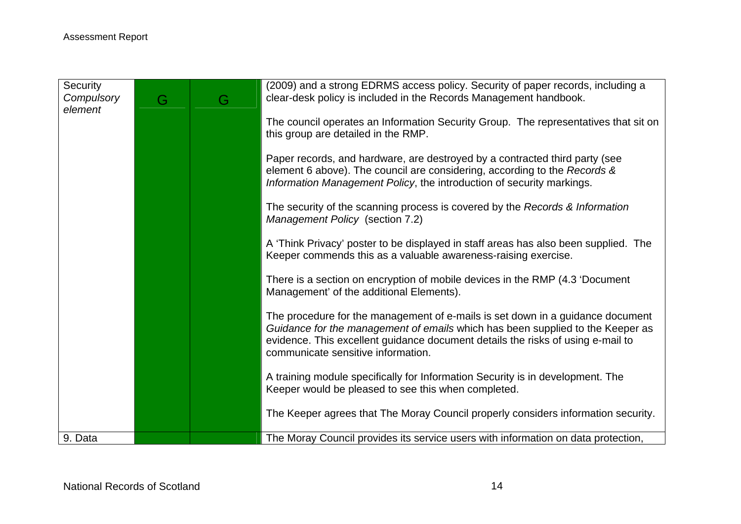| | | | |
|---|---|---|---|
| Security *Compulsory element* | G | G | (2009) and a strong EDRMS access policy. Security of paper records, including a clear-desk policy is included in the Records Management handbook.<br><br>The council operates an Information Security Group. The representatives that sit on this group are detailed in the RMP.<br><br>Paper records, and hardware, are destroyed by a contracted third party (see element 6 above). The council are considering, according to the *Records & Information Management Policy*, the introduction of security markings.<br><br>The security of the scanning process is covered by the *Records & Information Management Policy* (section 7.2)<br><br>A 'Think Privacy' poster to be displayed in staff areas has also been supplied. The Keeper commends this as a valuable awareness-raising exercise.<br><br>There is a section on encryption of mobile devices in the RMP (4.3 'Document Management' of the additional Elements).<br><br>The procedure for the management of e-mails is set down in a guidance document *Guidance for the management of emails* which has been supplied to the Keeper as evidence. This excellent guidance document details the risks of using e-mail to communicate sensitive information.<br><br>A training module specifically for Information Security is in development. The Keeper would be pleased to see this when completed.<br><br>The Keeper agrees that The Moray Council properly considers information security. |
| 9. Data | | | The Moray Council provides its service users with information on data protection, |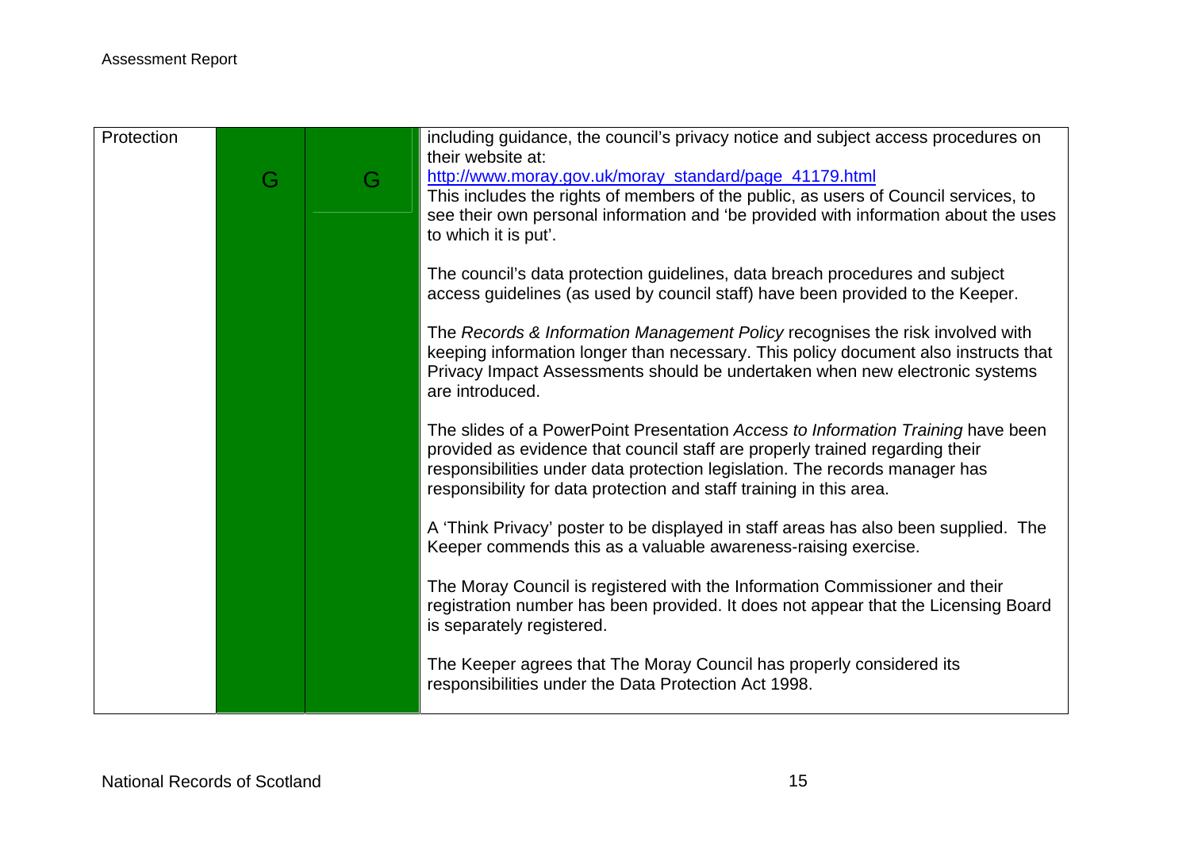| | | | |
|---|---|---|---|
| Protection | G | G | including guidance, the council's privacy notice and subject access procedures on their website at: [http://www.moray.gov.uk/moray_standard/page_41179.html](http://www.moray.gov.uk/moray_standard/page_41179.html) This includes the rights of members of the public, as users of Council services, to see their own personal information and 'be provided with information about the uses to which it is put'.<br><br>The council's data protection guidelines, data breach procedures and subject access guidelines (as used by council staff) have been provided to the Keeper.<br><br>The *Records & Information Management Policy* recognises the risk involved with keeping information longer than necessary. This policy document also instructs that Privacy Impact Assessments should be undertaken when new electronic systems are introduced.<br><br>The slides of a PowerPoint Presentation *Access to Information Training* have been provided as evidence that council staff are properly trained regarding their responsibilities under data protection legislation. The records manager has responsibility for data protection and staff training in this area.<br><br>A 'Think Privacy' poster to be displayed in staff areas has also been supplied. The Keeper commends this as a valuable awareness-raising exercise.<br><br>The Moray Council is registered with the Information Commissioner and their registration number has been provided. It does not appear that the Licensing Board is separately registered.<br><br>The Keeper agrees that The Moray Council has properly considered its responsibilities under the Data Protection Act 1998. |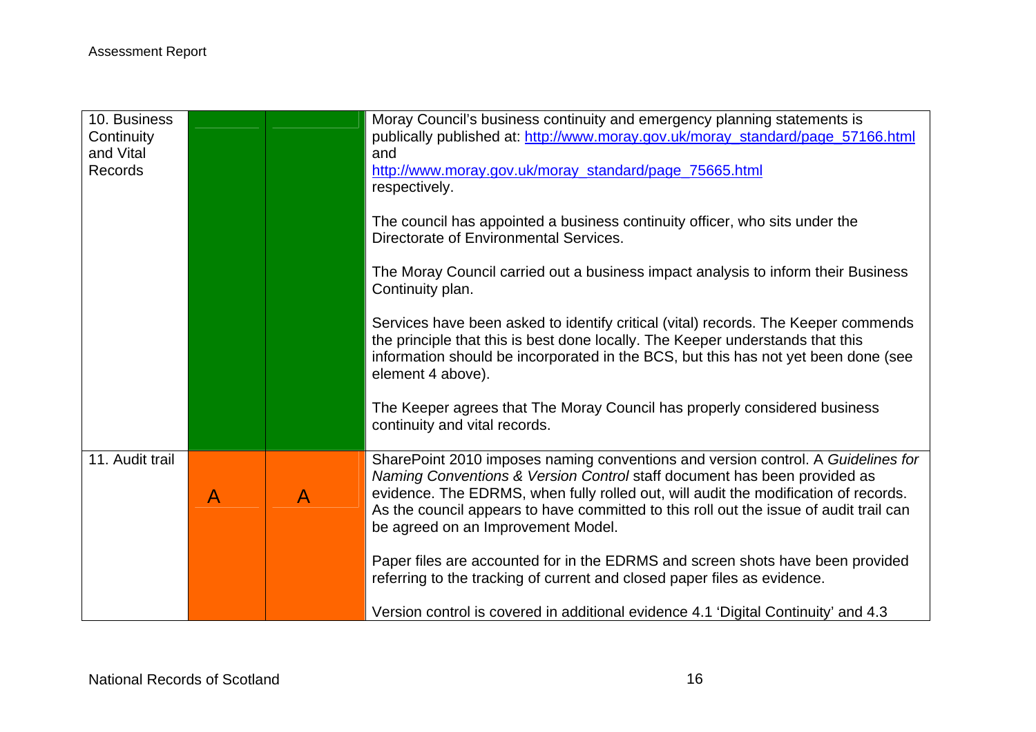| | | | |
|---|---|---|---|
| 10. Business Continuity and Vital Records | | | Moray Council's business continuity and emergency planning statements is publically published at: http://www.moray.gov.uk/moray_standard/page_57166.html and http://www.moray.gov.uk/moray_standard/page_75665.html respectively.<br><br>The council has appointed a business continuity officer, who sits under the Directorate of Environmental Services.<br><br>The Moray Council carried out a business impact analysis to inform their Business Continuity plan.<br><br>Services have been asked to identify critical (vital) records. The Keeper commends the principle that this is best done locally. The Keeper understands that this information should be incorporated in the BCS, but this has not yet been done (see element 4 above).<br><br>The Keeper agrees that The Moray Council has properly considered business continuity and vital records. |
| 11. Audit trail | A | A | SharePoint 2010 imposes naming conventions and version control. A *Guidelines for Naming Conventions & Version Control* staff document has been provided as evidence. The EDRMS, when fully rolled out, will audit the modification of records. As the council appears to have committed to this roll out the issue of audit trail can be agreed on an Improvement Model.<br><br>Paper files are accounted for in the EDRMS and screen shots have been provided referring to the tracking of current and closed paper files as evidence.<br><br>Version control is covered in additional evidence 4.1 'Digital Continuity' and 4.3 |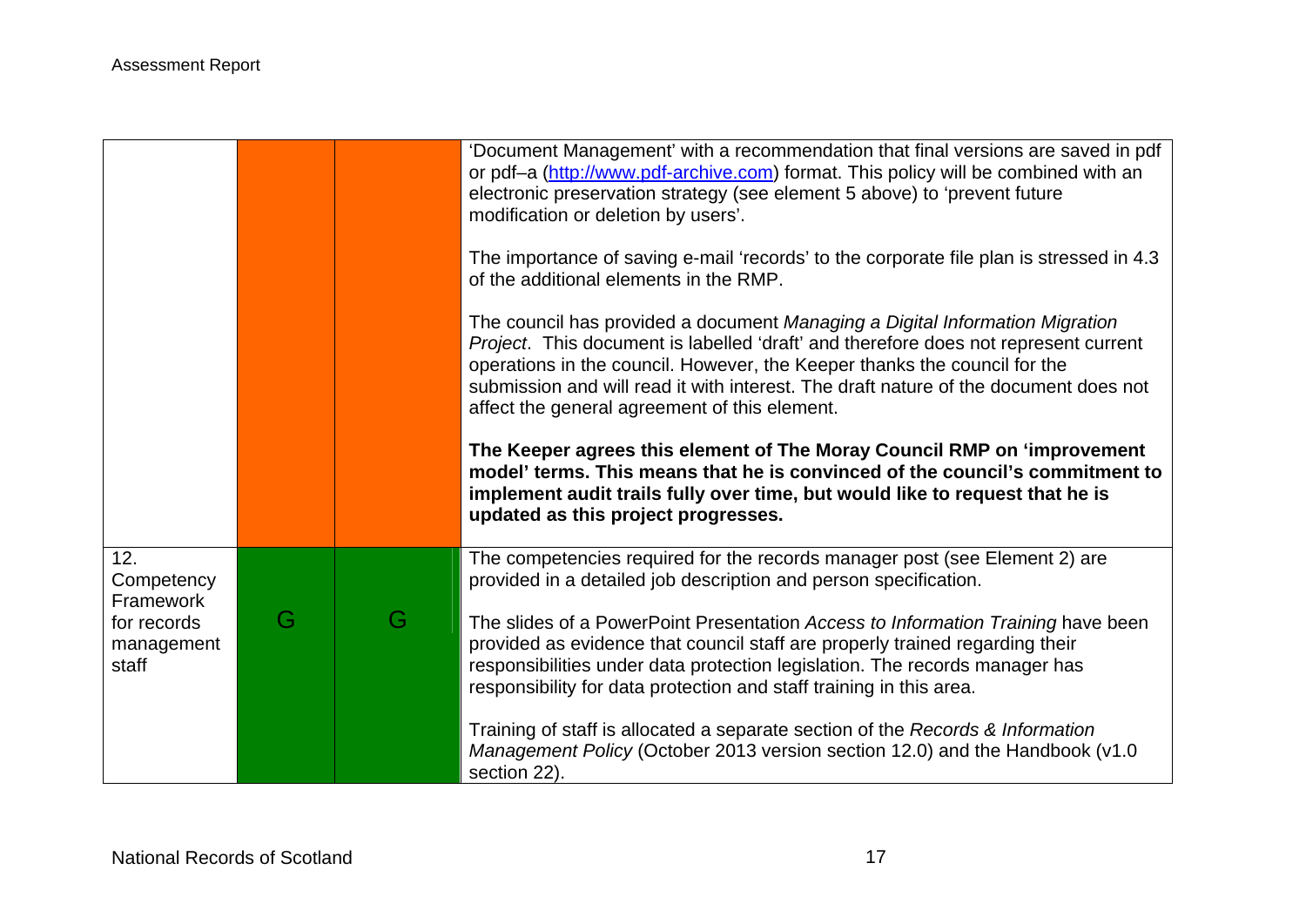| | | | |
|---|---|---|---|
| | | | 'Document Management' with a recommendation that final versions are saved in pdf or pdf–a ([http://www.pdf-archive.com](http://www.pdf-archive.com)) format. This policy will be combined with an electronic preservation strategy (see element 5 above) to 'prevent future modification or deletion by users'.<br><br>The importance of saving e-mail 'records' to the corporate file plan is stressed in 4.3 of the additional elements in the RMP.<br><br>The council has provided a document *Managing a Digital Information Migration Project*. This document is labelled 'draft' and therefore does not represent current operations in the council. However, the Keeper thanks the council for the submission and will read it with interest. The draft nature of the document does not affect the general agreement of this element.<br><br>**The Keeper agrees this element of The Moray Council RMP on 'improvement model' terms. This means that he is convinced of the council's commitment to implement audit trails fully over time, but would like to request that he is updated as this project progresses.** |
| 12. Competency Framework for records management staff | G | G | The competencies required for the records manager post (see Element 2) are provided in a detailed job description and person specification.<br><br>The slides of a PowerPoint Presentation *Access to Information Training* have been provided as evidence that council staff are properly trained regarding their responsibilities under data protection legislation. The records manager has responsibility for data protection and staff training in this area.<br><br>Training of staff is allocated a separate section of the *Records & Information Management Policy* (October 2013 version section 12.0) and the Handbook (v1.0 section 22). |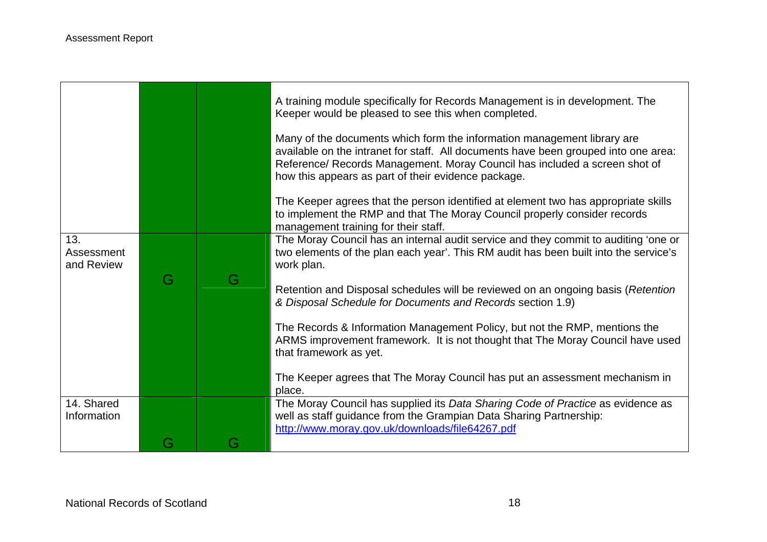| | | | |
|---|---|---|---|
| | | | A training module specifically for Records Management is in development. The Keeper would be pleased to see this when completed.<br><br>Many of the documents which form the information management library are available on the intranet for staff. All documents have been grouped into one area: Reference/ Records Management. Moray Council has included a screen shot of how this appears as part of their evidence package.<br><br>The Keeper agrees that the person identified at element two has appropriate skills to implement the RMP and that The Moray Council properly consider records management training for their staff. |
| 13. Assessment and Review | G | G | The Moray Council has an internal audit service and they commit to auditing 'one or two elements of the plan each year'. This RM audit has been built into the service's work plan.<br><br>Retention and Disposal schedules will be reviewed on an ongoing basis (*Retention & Disposal Schedule for Documents and Records* section 1.9)<br><br>The Records & Information Management Policy, but not the RMP, mentions the ARMS improvement framework. It is not thought that The Moray Council have used that framework as yet.<br><br>The Keeper agrees that The Moray Council has put an assessment mechanism in place. |
| 14. Shared Information | G | G | The Moray Council has supplied its *Data Sharing Code of Practice* as evidence as well as staff guidance from the Grampian Data Sharing Partnership: [http://www.moray.gov.uk/downloads/file64267.pdf](http://www.moray.gov.uk/downloads/file64267.pdf) |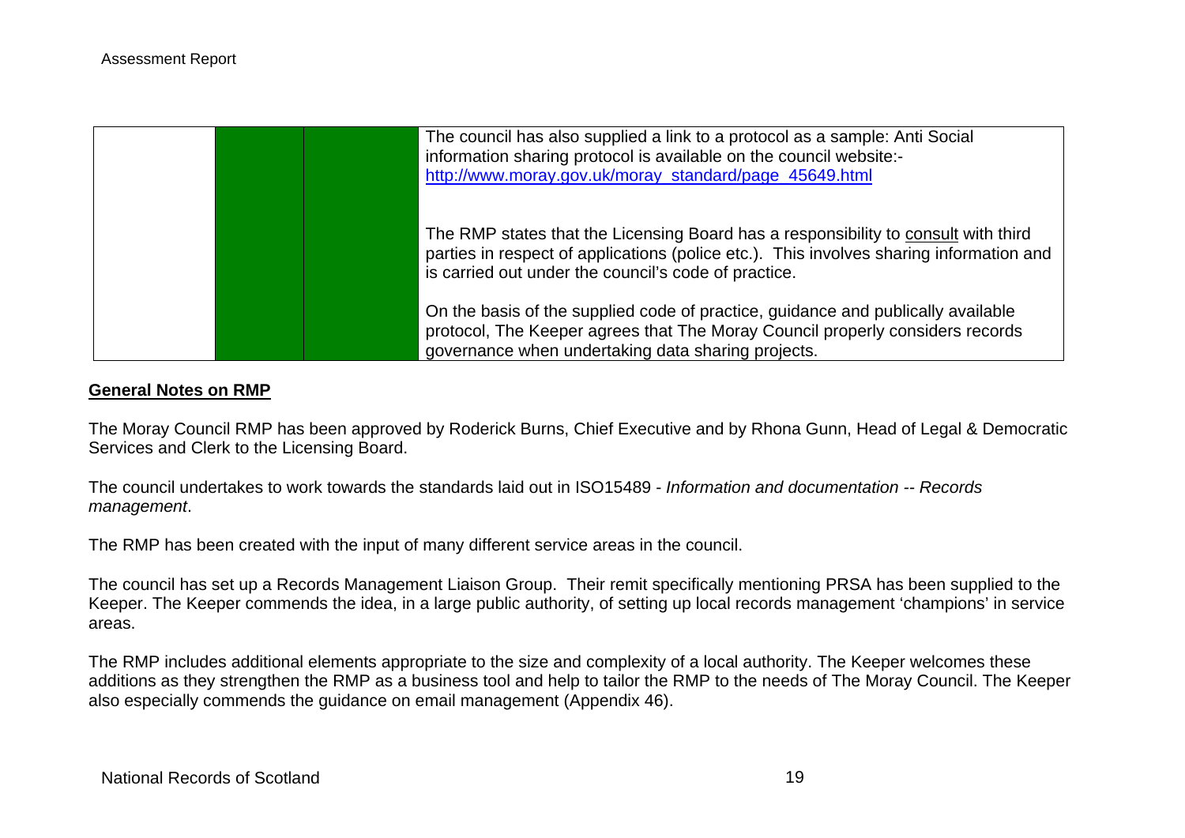| | | | |
|---|---|---|---|
| | | | The council has also supplied a link to a protocol as a sample: Anti Social information sharing protocol is available on the council website:- [http://www.moray.gov.uk/moray_standard/page_45649.html](http://www.moray.gov.uk/moray_standard/page_45649.html)<br><br>The RMP states that the Licensing Board has a responsibility to consult with third parties in respect of applications (police etc.). This involves sharing information and is carried out under the council's code of practice.<br><br>On the basis of the supplied code of practice, guidance and publically available protocol, The Keeper agrees that The Moray Council properly considers records governance when undertaking data sharing projects. |

**General Notes on RMP**

The Moray Council RMP has been approved by Roderick Burns, Chief Executive and by Rhona Gunn, Head of Legal & Democratic Services and Clerk to the Licensing Board.

The council undertakes to work towards the standards laid out in ISO15489 - *Information and documentation -- Records management*.

The RMP has been created with the input of many different service areas in the council.

The council has set up a Records Management Liaison Group. Their remit specifically mentioning PRSA has been supplied to the Keeper. The Keeper commends the idea, in a large public authority, of setting up local records management 'champions' in service areas.

The RMP includes additional elements appropriate to the size and complexity of a local authority. The Keeper welcomes these additions as they strengthen the RMP as a business tool and help to tailor the RMP to the needs of The Moray Council. The Keeper also especially commends the guidance on email management (Appendix 46).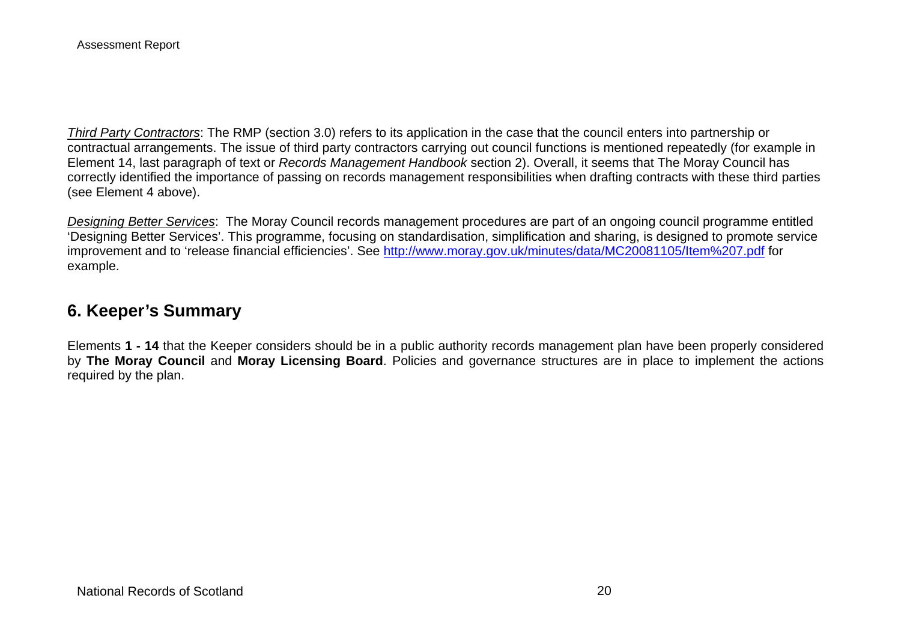*Third Party Contractors*: The RMP (section 3.0) refers to its application in the case that the council enters into partnership or contractual arrangements. The issue of third party contractors carrying out council functions is mentioned repeatedly (for example in Element 14, last paragraph of text or *Records Management Handbook* section 2). Overall, it seems that The Moray Council has correctly identified the importance of passing on records management responsibilities when drafting contracts with these third parties (see Element 4 above).

*Designing Better Services*: The Moray Council records management procedures are part of an ongoing council programme entitled 'Designing Better Services'. This programme, focusing on standardisation, simplification and sharing, is designed to promote service improvement and to 'release financial efficiencies'. See http://www.moray.gov.uk/minutes/data/MC20081105/Item%207.pdf for example.

## 6. Keeper's Summary

Elements **1 - 14** that the Keeper considers should be in a public authority records management plan have been properly considered by **The Moray Council** and **Moray Licensing Board**. Policies and governance structures are in place to implement the actions required by the plan.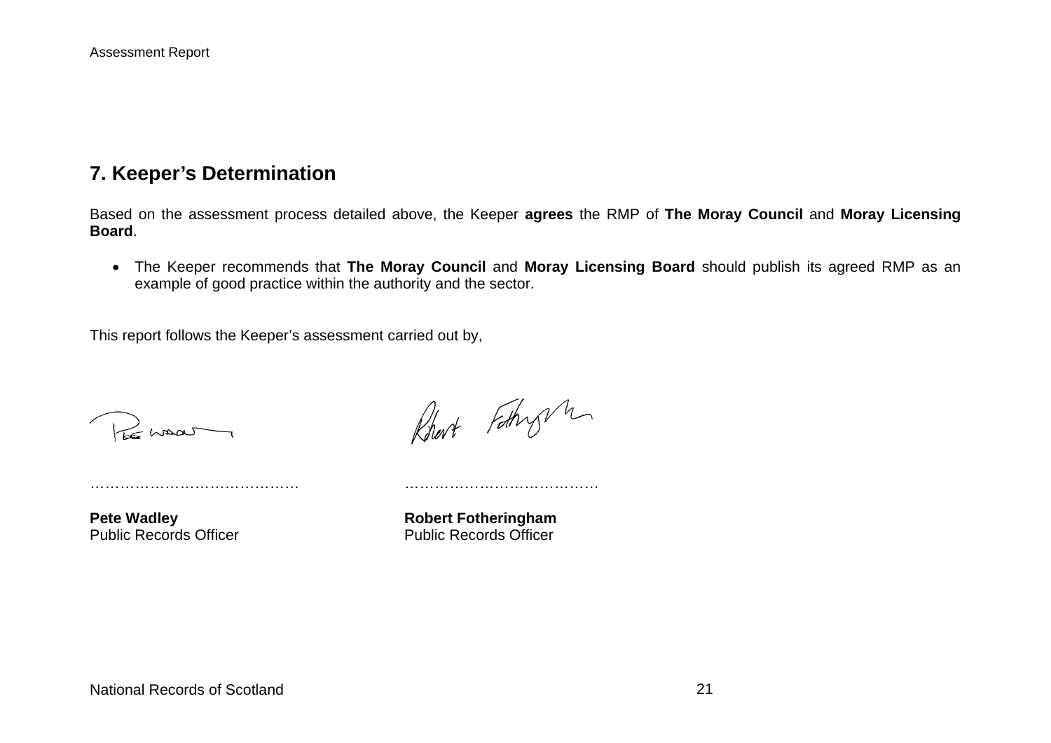## 7. Keeper's Determination

Based on the assessment process detailed above, the Keeper **agrees** the RMP of **The Moray Council** and **Moray Licensing Board**.

- The Keeper recommends that **The Moray Council** and **Moray Licensing Board** should publish its agreed RMP as an example of good practice within the authority and the sector.

This report follows the Keeper's assessment carried out by,

…………………………………… ………………………………………

**Pete Wadley**
Public Records Officer

**Robert Fotheringham**
Public Records Officer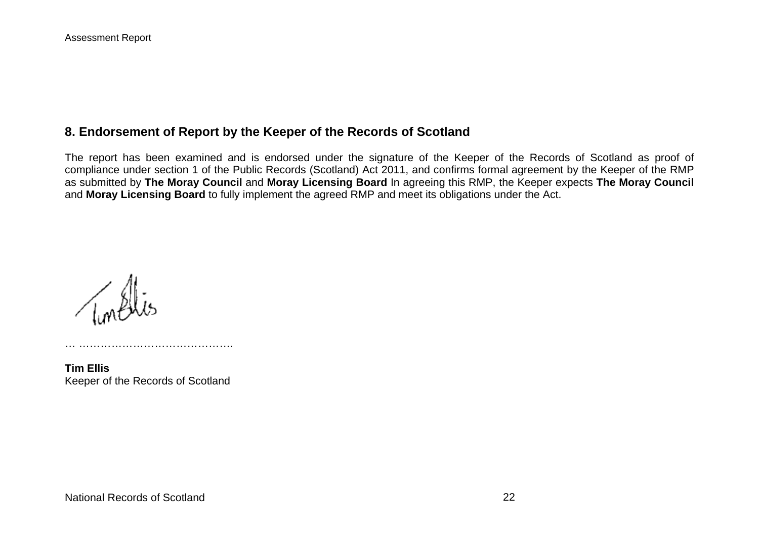## 8. Endorsement of Report by the Keeper of the Records of Scotland

The report has been examined and is endorsed under the signature of the Keeper of the Records of Scotland as proof of compliance under section 1 of the Public Records (Scotland) Act 2011, and confirms formal agreement by the Keeper of the RMP as submitted by **The Moray Council** and **Moray Licensing Board** In agreeing this RMP, the Keeper expects **The Moray Council** and **Moray Licensing Board** to fully implement the agreed RMP and meet its obligations under the Act.

… …………………………………….

**Tim Ellis**
Keeper of the Records of Scotland